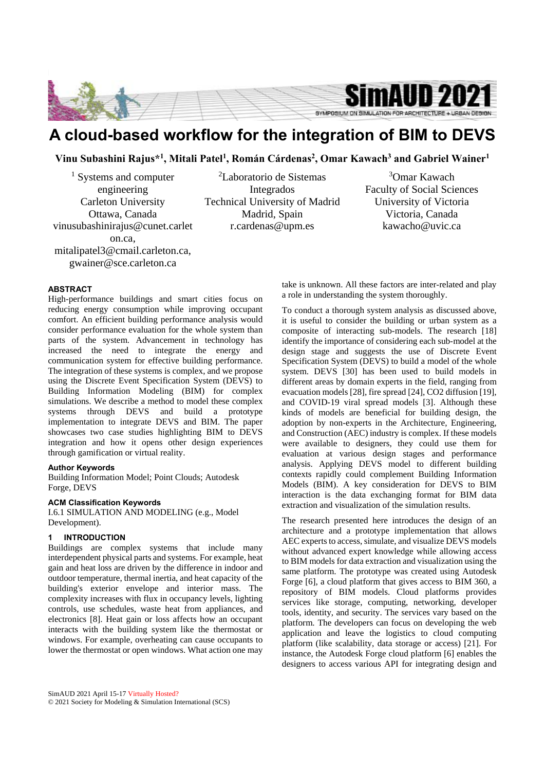# A cloud-based workflow for the integration of BIM to DEVS

**Vinu Subashini Rajus*[1], Mitali Patel[1], Román Cárdenas[2], Omar Kawach[3] and Gabriel Wainer[1]**

[1] Systems and computer engineering
Carleton University
Ottawa, Canada
vinusubashinirajus@cunet.carleton.ca,
mitalipatel3@cmail.carleton.ca,
gwainer@sce.carleton.ca

[2]Laboratorio de Sistemas Integrados
Technical University of Madrid
Madrid, Spain
r.cardenas@upm.es

[3]Omar Kawach
Faculty of Social Sciences
University of Victoria
Victoria, Canada
kawacho@uvic.ca

### ABSTRACT

High-performance buildings and smart cities focus on reducing energy consumption while improving occupant comfort. An efficient building performance analysis would consider performance evaluation for the whole system than parts of the system. Advancement in technology has increased the need to integrate the energy and communication system for effective building performance. The integration of these systems is complex, and we propose using the Discrete Event Specification System (DEVS) to Building Information Modeling (BIM) for complex simulations. We describe a method to model these complex systems through DEVS and build a prototype implementation to integrate DEVS and BIM. The paper showcases two case studies highlighting BIM to DEVS integration and how it opens other design experiences through gamification or virtual reality.

### Author Keywords

Building Information Model; Point Clouds; Autodesk Forge, DEVS

### ACM Classification Keywords

I.6.1 SIMULATION AND MODELING (e.g., Model Development).

## 1 INTRODUCTION

Buildings are complex systems that include many interdependent physical parts and systems. For example, heat gain and heat loss are driven by the difference in indoor and outdoor temperature, thermal inertia, and heat capacity of the building's exterior envelope and interior mass. The complexity increases with flux in occupancy levels, lighting controls, use schedules, waste heat from appliances, and electronics [8]. Heat gain or loss affects how an occupant interacts with the building system like the thermostat or windows. For example, overheating can cause occupants to lower the thermostat or open windows. What action one may take is unknown. All these factors are inter-related and play a role in understanding the system thoroughly.

To conduct a thorough system analysis as discussed above, it is useful to consider the building or urban system as a composite of interacting sub-models. The research [18] identify the importance of considering each sub-model at the design stage and suggests the use of Discrete Event Specification System (DEVS) to build a model of the whole system. DEVS [30] has been used to build models in different areas by domain experts in the field, ranging from evacuation models [28], fire spread [24], CO2 diffusion [19], and COVID-19 viral spread models [3]. Although these kinds of models are beneficial for building design, the adoption by non-experts in the Architecture, Engineering, and Construction (AEC) industry is complex. If these models were available to designers, they could use them for evaluation at various design stages and performance analysis. Applying DEVS model to different building contexts rapidly could complement Building Information Models (BIM). A key consideration for DEVS to BIM interaction is the data exchanging format for BIM data extraction and visualization of the simulation results.

The research presented here introduces the design of an architecture and a prototype implementation that allows AEC experts to access, simulate, and visualize DEVS models without advanced expert knowledge while allowing access to BIM models for data extraction and visualization using the same platform. The prototype was created using Autodesk Forge [6], a cloud platform that gives access to BIM 360, a repository of BIM models. Cloud platforms provide services like storage, computing, networking, developer tools, identity, and security. The services vary based on the platform. The developers can focus on developing the web application and leave the logistics to cloud computing platform (like scalability, data storage or access) [21]. For instance, the Autodesk Forge cloud platform [6] enables the designers to access various API for integrating design and

SimAUD 2021 April 15-17 Virtually Hosted?
© 2021 Society for Modeling & Simulation International (SCS)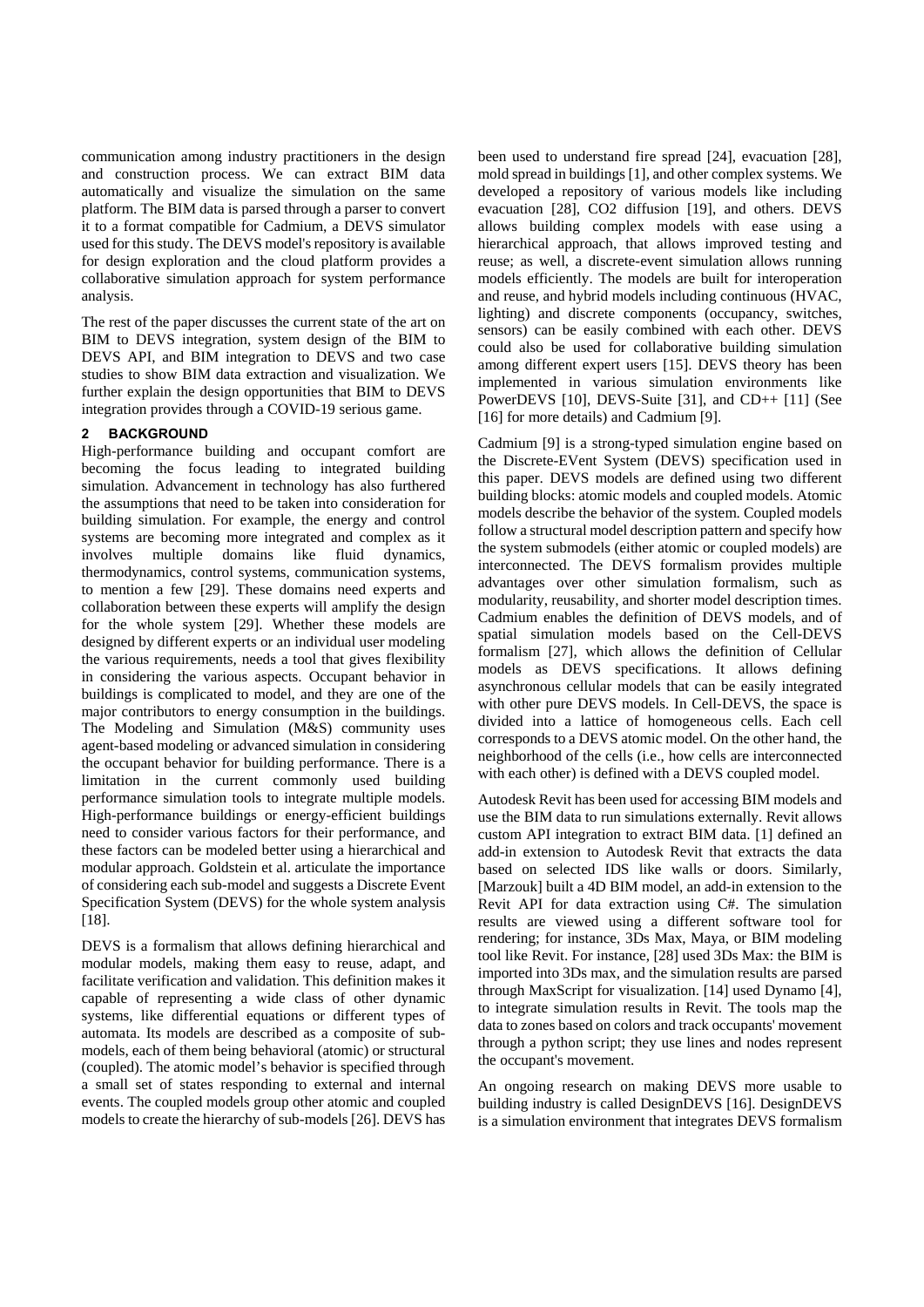communication among industry practitioners in the design and construction process. We can extract BIM data automatically and visualize the simulation on the same platform. The BIM data is parsed through a parser to convert it to a format compatible for Cadmium, a DEVS simulator used for this study. The DEVS model's repository is available for design exploration and the cloud platform provides a collaborative simulation approach for system performance analysis.

The rest of the paper discusses the current state of the art on BIM to DEVS integration, system design of the BIM to DEVS API, and BIM integration to DEVS and two case studies to show BIM data extraction and visualization. We further explain the design opportunities that BIM to DEVS integration provides through a COVID-19 serious game.

## 2 BACKGROUND

High-performance building and occupant comfort are becoming the focus leading to integrated building simulation. Advancement in technology has also furthered the assumptions that need to be taken into consideration for building simulation. For example, the energy and control systems are becoming more integrated and complex as it involves multiple domains like fluid dynamics, thermodynamics, control systems, communication systems, to mention a few [29]. These domains need experts and collaboration between these experts will amplify the design for the whole system [29]. Whether these models are designed by different experts or an individual user modeling the various requirements, needs a tool that gives flexibility in considering the various aspects. Occupant behavior in buildings is complicated to model, and they are one of the major contributors to energy consumption in the buildings. The Modeling and Simulation (M&S) community uses agent-based modeling or advanced simulation in considering the occupant behavior for building performance. There is a limitation in the current commonly used building performance simulation tools to integrate multiple models. High-performance buildings or energy-efficient buildings need to consider various factors for their performance, and these factors can be modeled better using a hierarchical and modular approach. Goldstein et al. articulate the importance of considering each sub-model and suggests a Discrete Event Specification System (DEVS) for the whole system analysis [18].

DEVS is a formalism that allows defining hierarchical and modular models, making them easy to reuse, adapt, and facilitate verification and validation. This definition makes it capable of representing a wide class of other dynamic systems, like differential equations or different types of automata. Its models are described as a composite of sub-models, each of them being behavioral (atomic) or structural (coupled). The atomic model's behavior is specified through a small set of states responding to external and internal events. The coupled models group other atomic and coupled models to create the hierarchy of sub-models [26]. DEVS has been used to understand fire spread [24], evacuation [28], mold spread in buildings [1], and other complex systems. We developed a repository of various models like including evacuation [28], CO2 diffusion [19], and others. DEVS allows building complex models with ease using a hierarchical approach, that allows improved testing and reuse; as well, a discrete-event simulation allows running models efficiently. The models are built for interoperation and reuse, and hybrid models including continuous (HVAC, lighting) and discrete components (occupancy, switches, sensors) can be easily combined with each other. DEVS could also be used for collaborative building simulation among different expert users [15]. DEVS theory has been implemented in various simulation environments like PowerDEVS [10], DEVS-Suite [31], and CD++ [11] (See [16] for more details) and Cadmium [9].

Cadmium [9] is a strong-typed simulation engine based on the Discrete-EVent System (DEVS) specification used in this paper. DEVS models are defined using two different building blocks: atomic models and coupled models. Atomic models describe the behavior of the system. Coupled models follow a structural model description pattern and specify how the system submodels (either atomic or coupled models) are interconnected. The DEVS formalism provides multiple advantages over other simulation formalism, such as modularity, reusability, and shorter model description times. Cadmium enables the definition of DEVS models, and of spatial simulation models based on the Cell-DEVS formalism [27], which allows the definition of Cellular models as DEVS specifications. It allows defining asynchronous cellular models that can be easily integrated with other pure DEVS models. In Cell-DEVS, the space is divided into a lattice of homogeneous cells. Each cell corresponds to a DEVS atomic model. On the other hand, the neighborhood of the cells (i.e., how cells are interconnected with each other) is defined with a DEVS coupled model.

Autodesk Revit has been used for accessing BIM models and use the BIM data to run simulations externally. Revit allows custom API integration to extract BIM data. [1] defined an add-in extension to Autodesk Revit that extracts the data based on selected IDS like walls or doors. Similarly, [Marzouk] built a 4D BIM model, an add-in extension to the Revit API for data extraction using C#. The simulation results are viewed using a different software tool for rendering; for instance, 3Ds Max, Maya, or BIM modeling tool like Revit. For instance, [28] used 3Ds Max: the BIM is imported into 3Ds max, and the simulation results are parsed through MaxScript for visualization. [14] used Dynamo [4], to integrate simulation results in Revit. The tools map the data to zones based on colors and track occupants' movement through a python script; they use lines and nodes represent the occupant's movement.

An ongoing research on making DEVS more usable to building industry is called DesignDEVS [16]. DesignDEVS is a simulation environment that integrates DEVS formalism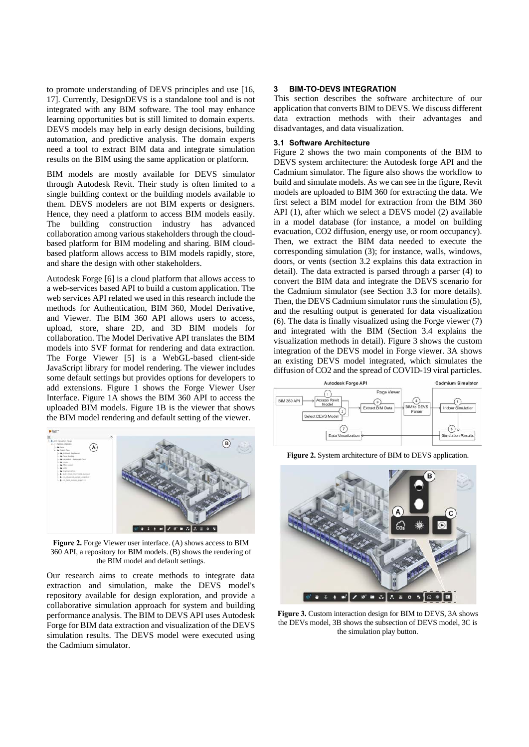to promote understanding of DEVS principles and use [16, 17]. Currently, DesignDEVS is a standalone tool and is not integrated with any BIM software. The tool may enhance learning opportunities but is still limited to domain experts. DEVS models may help in early design decisions, building automation, and predictive analysis. The domain experts need a tool to extract BIM data and integrate simulation results on the BIM using the same application or platform.

BIM models are mostly available for DEVS simulator through Autodesk Revit. Their study is often limited to a single building context or the building models available to them. DEVS modelers are not BIM experts or designers. Hence, they need a platform to access BIM models easily. The building construction industry has advanced collaboration among various stakeholders through the cloud-based platform for BIM modeling and sharing. BIM cloud-based platform allows access to BIM models rapidly, store, and share the design with other stakeholders.

Autodesk Forge [6] is a cloud platform that allows access to a web-services based API to build a custom application. The web services API related we used in this research include the methods for Authentication, BIM 360, Model Derivative, and Viewer. The BIM 360 API allows users to access, upload, store, share 2D, and 3D BIM models for collaboration. The Model Derivative API translates the BIM models into SVF format for rendering and data extraction. The Forge Viewer [5] is a WebGL-based client-side JavaScript library for model rendering. The viewer includes some default settings but provides options for developers to add extensions. Figure 1 shows the Forge Viewer User Interface. Figure 1A shows the BIM 360 API to access the uploaded BIM models. Figure 1B is the viewer that shows the BIM model rendering and default setting of the viewer.

**Figure 2.** Forge Viewer user interface. (A) shows access to BIM 360 API, a repository for BIM models. (B) shows the rendering of the BIM model and default settings.

Our research aims to create methods to integrate data extraction and simulation, make the DEVS model's repository available for design exploration, and provide a collaborative simulation approach for system and building performance analysis. The BIM to DEVS API uses Autodesk Forge for BIM data extraction and visualization of the DEVS simulation results. The DEVS model were executed using the Cadmium simulator.

## 3 BIM-TO-DEVS INTEGRATION

This section describes the software architecture of our application that converts BIM to DEVS. We discuss different data extraction methods with their advantages and disadvantages, and data visualization.

### 3.1 Software Architecture

Figure 2 shows the two main components of the BIM to DEVS system architecture: the Autodesk forge API and the Cadmium simulator. The figure also shows the workflow to build and simulate models. As we can see in the figure, Revit models are uploaded to BIM 360 for extracting the data. We first select a BIM model for extraction from the BIM 360 API (1), after which we select a DEVS model (2) available in a model database (for instance, a model on building evacuation, CO2 diffusion, energy use, or room occupancy). Then, we extract the BIM data needed to execute the corresponding simulation (3); for instance, walls, windows, doors, or vents (section 3.2 explains this data extraction in detail). The data extracted is parsed through a parser (4) to convert the BIM data and integrate the DEVS scenario for the Cadmium simulator (see Section 3.3 for more details). Then, the DEVS Cadmium simulator runs the simulation (5), and the resulting output is generated for data visualization (6). The data is finally visualized using the Forge viewer (7) and integrated with the BIM (Section 3.4 explains the visualization methods in detail). Figure 3 shows the custom integration of the DEVS model in Forge viewer. 3A shows an existing DEVS model integrated, which simulates the diffusion of CO2 and the spread of COVID-19 viral particles.

**Figure 2.** System architecture of BIM to DEVS application.

**Figure 3.** Custom interaction design for BIM to DEVS, 3A shows the DEVs model, 3B shows the subsection of DEVS model, 3C is the simulation play button.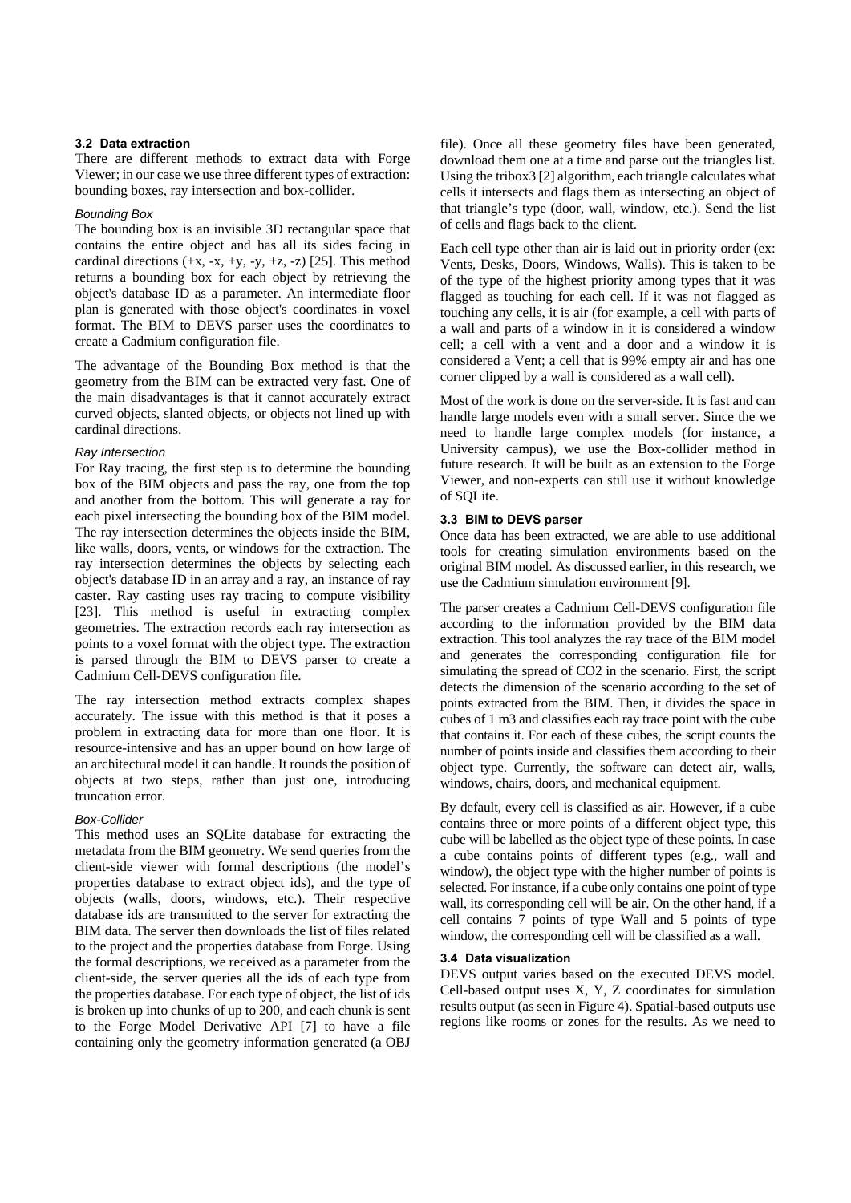### 3.2 Data extraction

There are different methods to extract data with Forge Viewer; in our case we use three different types of extraction: bounding boxes, ray intersection and box-collider.

*Bounding Box*

The bounding box is an invisible 3D rectangular space that contains the entire object and has all its sides facing in cardinal directions (+x, -x, +y, -y, +z, -z) [25]. This method returns a bounding box for each object by retrieving the object's database ID as a parameter. An intermediate floor plan is generated with those object's coordinates in voxel format. The BIM to DEVS parser uses the coordinates to create a Cadmium configuration file.

The advantage of the Bounding Box method is that the geometry from the BIM can be extracted very fast. One of the main disadvantages is that it cannot accurately extract curved objects, slanted objects, or objects not lined up with cardinal directions.

*Ray Intersection*

For Ray tracing, the first step is to determine the bounding box of the BIM objects and pass the ray, one from the top and another from the bottom. This will generate a ray for each pixel intersecting the bounding box of the BIM model. The ray intersection determines the objects inside the BIM, like walls, doors, vents, or windows for the extraction. The ray intersection determines the objects by selecting each object's database ID in an array and a ray, an instance of ray caster. Ray casting uses ray tracing to compute visibility [23]. This method is useful in extracting complex geometries. The extraction records each ray intersection as points to a voxel format with the object type. The extraction is parsed through the BIM to DEVS parser to create a Cadmium Cell-DEVS configuration file.

The ray intersection method extracts complex shapes accurately. The issue with this method is that it poses a problem in extracting data for more than one floor. It is resource-intensive and has an upper bound on how large of an architectural model it can handle. It rounds the position of objects at two steps, rather than just one, introducing truncation error.

*Box-Collider*

This method uses an SQLite database for extracting the metadata from the BIM geometry. We send queries from the client-side viewer with formal descriptions (the model's properties database to extract object ids), and the type of objects (walls, doors, windows, etc.). Their respective database ids are transmitted to the server for extracting the BIM data. The server then downloads the list of files related to the project and the properties database from Forge. Using the formal descriptions, we received as a parameter from the client-side, the server queries all the ids of each type from the properties database. For each type of object, the list of ids is broken up into chunks of up to 200, and each chunk is sent to the Forge Model Derivative API [7] to have a file containing only the geometry information generated (a OBJ file). Once all these geometry files have been generated, download them one at a time and parse out the triangles list. Using the tribox3 [2] algorithm, each triangle calculates what cells it intersects and flags them as intersecting an object of that triangle's type (door, wall, window, etc.). Send the list of cells and flags back to the client.

Each cell type other than air is laid out in priority order (ex: Vents, Desks, Doors, Windows, Walls). This is taken to be of the type of the highest priority among types that it was flagged as touching for each cell. If it was not flagged as touching any cells, it is air (for example, a cell with parts of a wall and parts of a window in it is considered a window cell; a cell with a vent and a door and a window it is considered a Vent; a cell that is 99% empty air and has one corner clipped by a wall is considered as a wall cell).

Most of the work is done on the server-side. It is fast and can handle large models even with a small server. Since the we need to handle large complex models (for instance, a University campus), we use the Box-collider method in future research. It will be built as an extension to the Forge Viewer, and non-experts can still use it without knowledge of SQLite.

### 3.3 BIM to DEVS parser

Once data has been extracted, we are able to use additional tools for creating simulation environments based on the original BIM model. As discussed earlier, in this research, we use the Cadmium simulation environment [9].

The parser creates a Cadmium Cell-DEVS configuration file according to the information provided by the BIM data extraction. This tool analyzes the ray trace of the BIM model and generates the corresponding configuration file for simulating the spread of $CO_2$ in the scenario. First, the script detects the dimension of the scenario according to the set of points extracted from the BIM. Then, it divides the space in cubes of 1 $m^3$ and classifies each ray trace point with the cube that contains it. For each of these cubes, the script counts the number of points inside and classifies them according to their object type. Currently, the software can detect air, walls, windows, chairs, doors, and mechanical equipment.

By default, every cell is classified as air. However, if a cube contains three or more points of a different object type, this cube will be labelled as the object type of these points. In case a cube contains points of different types (e.g., wall and window), the object type with the higher number of points is selected. For instance, if a cube only contains one point of type wall, its corresponding cell will be air. On the other hand, if a cell contains 7 points of type Wall and 5 points of type window, the corresponding cell will be classified as a wall.

### 3.4 Data visualization

DEVS output varies based on the executed DEVS model. Cell-based output uses X, Y, Z coordinates for simulation results output (as seen in Figure 4). Spatial-based outputs use regions like rooms or zones for the results. As we need to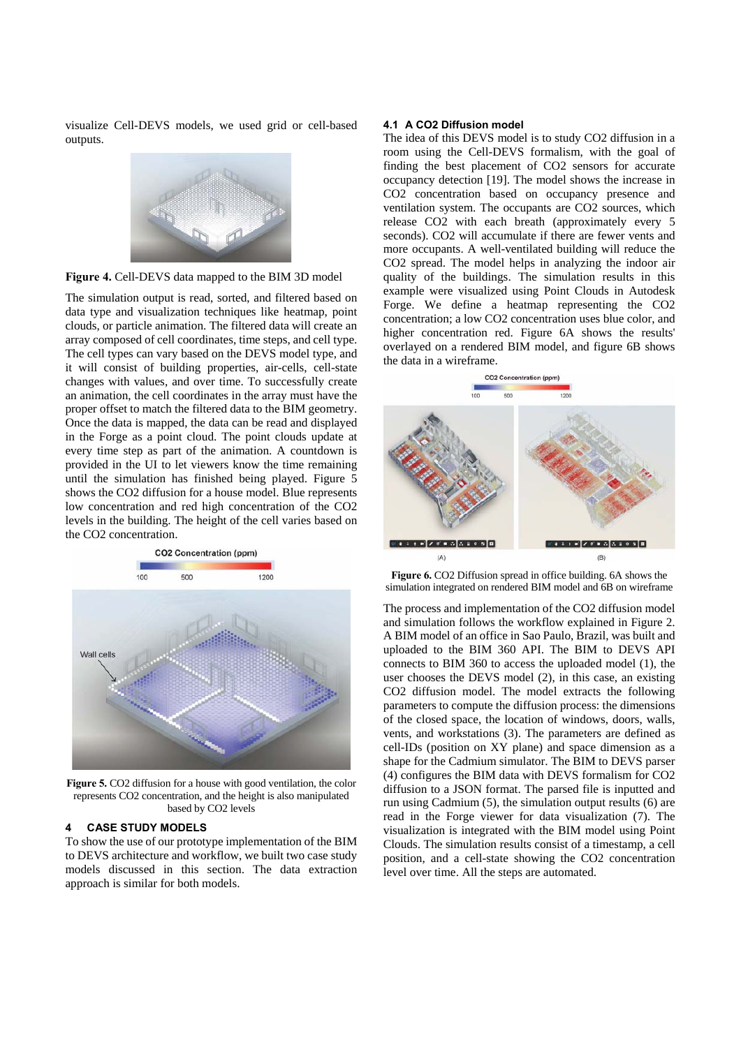visualize Cell-DEVS models, we used grid or cell-based outputs.

**Figure 4.** Cell-DEVS data mapped to the BIM 3D model

The simulation output is read, sorted, and filtered based on data type and visualization techniques like heatmap, point clouds, or particle animation. The filtered data will create an array composed of cell coordinates, time steps, and cell type. The cell types can vary based on the DEVS model type, and it will consist of building properties, air-cells, cell-state changes with values, and over time. To successfully create an animation, the cell coordinates in the array must have the proper offset to match the filtered data to the BIM geometry. Once the data is mapped, the data can be read and displayed in the Forge as a point cloud. The point clouds update at every time step as part of the animation. A countdown is provided in the UI to let viewers know the time remaining until the simulation has finished being played. Figure 5 shows the $CO_2$ diffusion for a house model. Blue represents low concentration and red high concentration of the $CO_2$ levels in the building. The height of the cell varies based on the $CO_2$ concentration.

**Figure 5.** $CO_2$ diffusion for a house with good ventilation, the color represents $CO_2$ concentration, and the height is also manipulated based by $CO_2$ levels

## 4 CASE STUDY MODELS

To show the use of our prototype implementation of the BIM to DEVS architecture and workflow, we built two case study models discussed in this section. The data extraction approach is similar for both models.

### 4.1 A CO2 Diffusion model

The idea of this DEVS model is to study $CO_2$ diffusion in a room using the Cell-DEVS formalism, with the goal of finding the best placement of $CO_2$ sensors for accurate occupancy detection [19]. The model shows the increase in $CO_2$ concentration based on occupancy presence and ventilation system. The occupants are $CO_2$ sources, which release $CO_2$ with each breath (approximately every 5 seconds). $CO_2$ will accumulate if there are fewer vents and more occupants. A well-ventilated building will reduce the $CO_2$ spread. The model helps in analyzing the indoor air quality of the buildings. The simulation results in this example were visualized using Point Clouds in Autodesk Forge. We define a heatmap representing the $CO_2$ concentration; a low $CO_2$ concentration uses blue color, and higher concentration red. Figure 6A shows the results' overlayed on a rendered BIM model, and figure 6B shows the data in a wireframe.

**Figure 6.** $CO_2$ Diffusion spread in office building. 6A shows the simulation integrated on rendered BIM model and 6B on wireframe

The process and implementation of the $CO_2$ diffusion model and simulation follows the workflow explained in Figure 2. A BIM model of an office in Sao Paulo, Brazil, was built and uploaded to the BIM 360 API. The BIM to DEVS API connects to BIM 360 to access the uploaded model (1), the user chooses the DEVS model (2), in this case, an existing $CO_2$ diffusion model. The model extracts the following parameters to compute the diffusion process: the dimensions of the closed space, the location of windows, doors, walls, vents, and workstations (3). The parameters are defined as cell-IDs (position on XY plane) and space dimension as a shape for the Cadmium simulator. The BIM to DEVS parser (4) configures the BIM data with DEVS formalism for $CO_2$ diffusion to a JSON format. The parsed file is inputted and run using Cadmium (5), the simulation output results (6) are read in the Forge viewer for data visualization (7). The visualization is integrated with the BIM model using Point Clouds. The simulation results consist of a timestamp, a cell position, and a cell-state showing the $CO_2$ concentration level over time. All the steps are automated.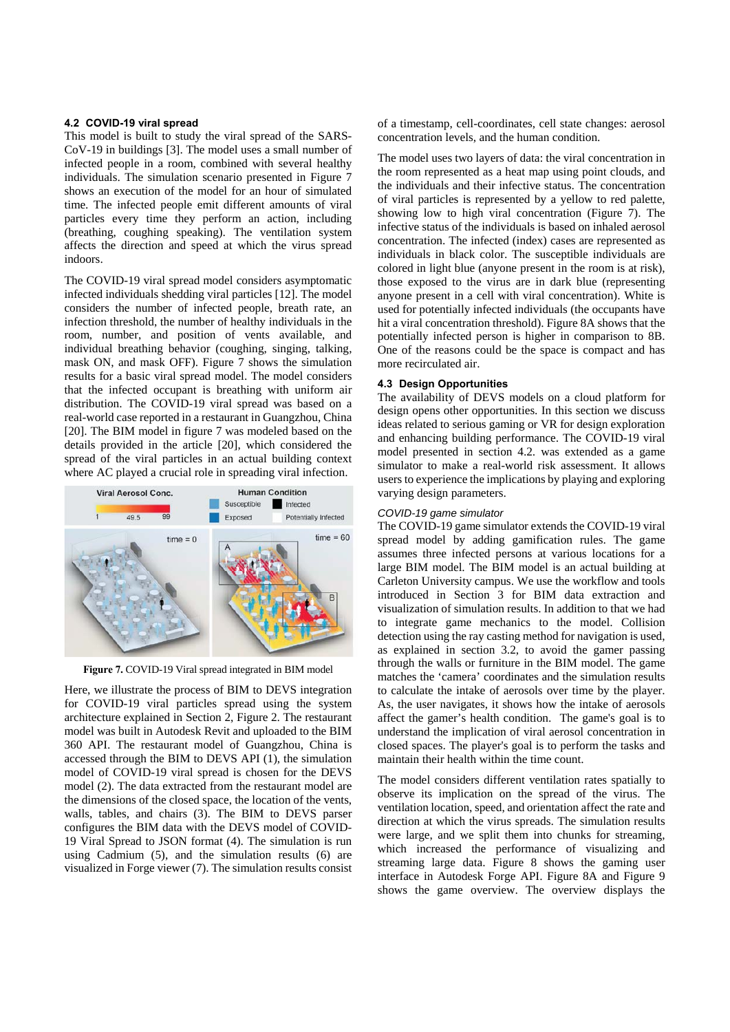### 4.2 COVID-19 viral spread

This model is built to study the viral spread of the SARS-CoV-19 in buildings [3]. The model uses a small number of infected people in a room, combined with several healthy individuals. The simulation scenario presented in Figure 7 shows an execution of the model for an hour of simulated time. The infected people emit different amounts of viral particles every time they perform an action, including (breathing, coughing speaking). The ventilation system affects the direction and speed at which the virus spread indoors.

The COVID-19 viral spread model considers asymptomatic infected individuals shedding viral particles [12]. The model considers the number of infected people, breath rate, an infection threshold, the number of healthy individuals in the room, number, and position of vents available, and individual breathing behavior (coughing, singing, talking, mask ON, and mask OFF). Figure 7 shows the simulation results for a basic viral spread model. The model considers that the infected occupant is breathing with uniform air distribution. The COVID-19 viral spread was based on a real-world case reported in a restaurant in Guangzhou, China [20]. The BIM model in figure 7 was modeled based on the details provided in the article [20], which considered the spread of the viral particles in an actual building context where AC played a crucial role in spreading viral infection.

**Figure 7.** COVID-19 Viral spread integrated in BIM model

Here, we illustrate the process of BIM to DEVS integration for COVID-19 viral particles spread using the system architecture explained in Section 2, Figure 2. The restaurant model was built in Autodesk Revit and uploaded to the BIM 360 API. The restaurant model of Guangzhou, China is accessed through the BIM to DEVS API (1), the simulation model of COVID-19 viral spread is chosen for the DEVS model (2). The data extracted from the restaurant model are the dimensions of the closed space, the location of the vents, walls, tables, and chairs (3). The BIM to DEVS parser configures the BIM data with the DEVS model of COVID-19 Viral Spread to JSON format (4). The simulation is run using Cadmium (5), and the simulation results (6) are visualized in Forge viewer (7). The simulation results consist of a timestamp, cell-coordinates, cell state changes: aerosol concentration levels, and the human condition.

The model uses two layers of data: the viral concentration in the room represented as a heat map using point clouds, and the individuals and their infective status. The concentration of viral particles is represented by a yellow to red palette, showing low to high viral concentration (Figure 7). The infective status of the individuals is based on inhaled aerosol concentration. The infected (index) cases are represented as individuals in black color. The susceptible individuals are colored in light blue (anyone present in the room is at risk), those exposed to the virus are in dark blue (representing anyone present in a cell with viral concentration). White is used for potentially infected individuals (the occupants have hit a viral concentration threshold). Figure 8A shows that the potentially infected person is higher in comparison to 8B. One of the reasons could be the space is compact and has more recirculated air.

### 4.3 Design Opportunities

The availability of DEVS models on a cloud platform for design opens other opportunities. In this section we discuss ideas related to serious gaming or VR for design exploration and enhancing building performance. The COVID-19 viral model presented in section 4.2. was extended as a game simulator to make a real-world risk assessment. It allows users to experience the implications by playing and exploring varying design parameters.

*COVID-19 game simulator*

The COVID-19 game simulator extends the COVID-19 viral spread model by adding gamification rules. The game assumes three infected persons at various locations for a large BIM model. The BIM model is an actual building at Carleton University campus. We use the workflow and tools introduced in Section 3 for BIM data extraction and visualization of simulation results. In addition to that we had to integrate game mechanics to the model. Collision detection using the ray casting method for navigation is used, as explained in section 3.2, to avoid the gamer passing through the walls or furniture in the BIM model. The game matches the 'camera' coordinates and the simulation results to calculate the intake of aerosols over time by the player. As, the user navigates, it shows how the intake of aerosols affect the gamer's health condition. The game's goal is to understand the implication of viral aerosol concentration in closed spaces. The player's goal is to perform the tasks and maintain their health within the time count.

The model considers different ventilation rates spatially to observe its implication on the spread of the virus. The ventilation location, speed, and orientation affect the rate and direction at which the virus spreads. The simulation results were large, and we split them into chunks for streaming, which increased the performance of visualizing and streaming large data. Figure 8 shows the gaming user interface in Autodesk Forge API. Figure 8A and Figure 9 shows the game overview. The overview displays the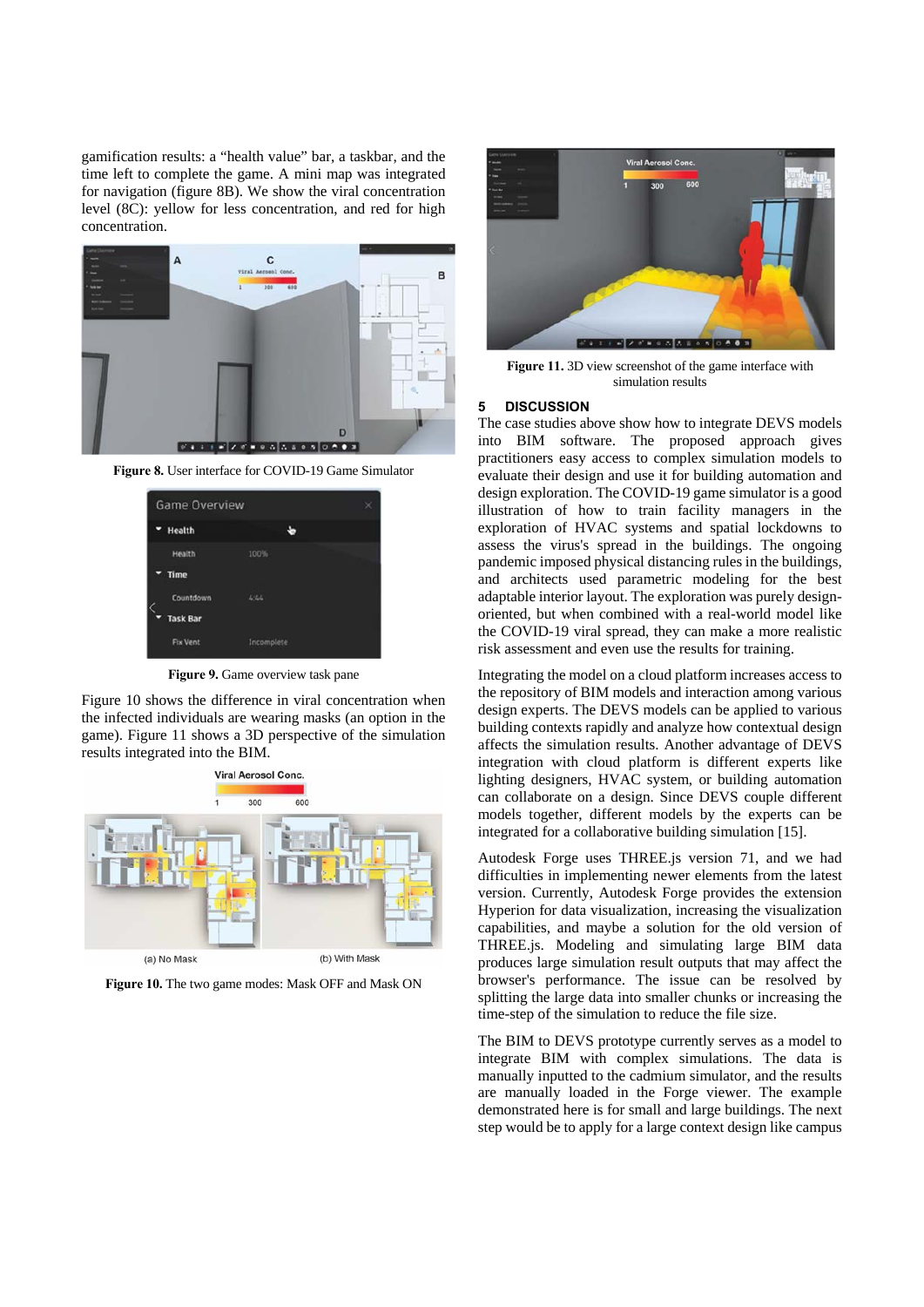gamification results: a "health value" bar, a taskbar, and the time left to complete the game. A mini map was integrated for navigation (figure 8B). We show the viral concentration level (8C): yellow for less concentration, and red for high concentration.

**Figure 8.** User interface for COVID-19 Game Simulator

**Figure 9.** Game overview task pane

Figure 10 shows the difference in viral concentration when the infected individuals are wearing masks (an option in the game). Figure 11 shows a 3D perspective of the simulation results integrated into the BIM.

**Figure 10.** The two game modes: Mask OFF and Mask ON

**Figure 11.** 3D view screenshot of the game interface with simulation results

## 5 DISCUSSION

The case studies above show how to integrate DEVS models into BIM software. The proposed approach gives practitioners easy access to complex simulation models to evaluate their design and use it for building automation and design exploration. The COVID-19 game simulator is a good illustration of how to train facility managers in the exploration of HVAC systems and spatial lockdowns to assess the virus's spread in the buildings. The ongoing pandemic imposed physical distancing rules in the buildings, and architects used parametric modeling for the best adaptable interior layout. The exploration was purely design-oriented, but when combined with a real-world model like the COVID-19 viral spread, they can make a more realistic risk assessment and even use the results for training.

Integrating the model on a cloud platform increases access to the repository of BIM models and interaction among various design experts. The DEVS models can be applied to various building contexts rapidly and analyze how contextual design affects the simulation results. Another advantage of DEVS integration with cloud platform is different experts like lighting designers, HVAC system, or building automation can collaborate on a design. Since DEVS couple different models together, different models by the experts can be integrated for a collaborative building simulation [15].

Autodesk Forge uses THREE.js version 71, and we had difficulties in implementing newer elements from the latest version. Currently, Autodesk Forge provides the extension Hyperion for data visualization, increasing the visualization capabilities, and maybe a solution for the old version of THREE.js. Modeling and simulating large BIM data produces large simulation result outputs that may affect the browser's performance. The issue can be resolved by splitting the large data into smaller chunks or increasing the time-step of the simulation to reduce the file size.

The BIM to DEVS prototype currently serves as a model to integrate BIM with complex simulations. The data is manually inputted to the cadmium simulator, and the results are manually loaded in the Forge viewer. The example demonstrated here is for small and large buildings. The next step would be to apply for a large context design like campus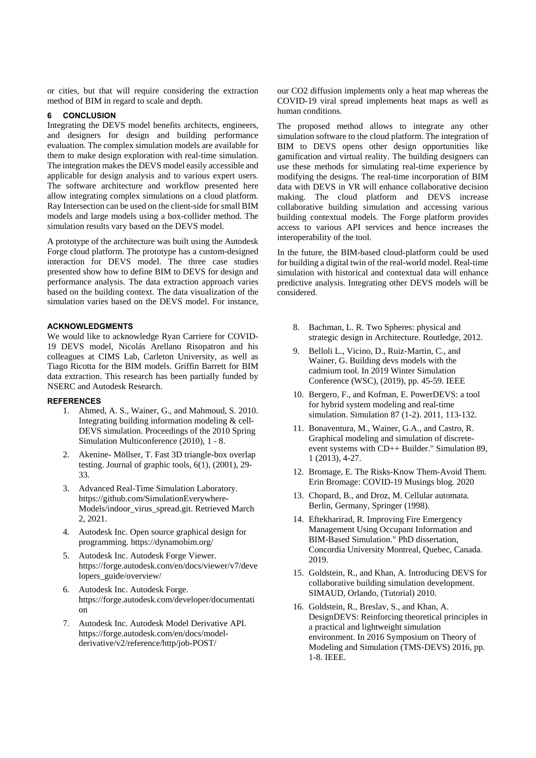or cities, but that will require considering the extraction method of BIM in regard to scale and depth.

## 6 CONCLUSION

Integrating the DEVS model benefits architects, engineers, and designers for design and building performance evaluation. The complex simulation models are available for them to make design exploration with real-time simulation. The integration makes the DEVS model easily accessible and applicable for design analysis and to various expert users. The software architecture and workflow presented here allow integrating complex simulations on a cloud platform. Ray Intersection can be used on the client-side for small BIM models and large models using a box-collider method. The simulation results vary based on the DEVS model.

A prototype of the architecture was built using the Autodesk Forge cloud platform. The prototype has a custom-designed interaction for DEVS model. The three case studies presented show how to define BIM to DEVS for design and performance analysis. The data extraction approach varies based on the building context. The data visualization of the simulation varies based on the DEVS model. For instance, our CO2 diffusion implements only a heat map whereas the COVID-19 viral spread implements heat maps as well as human conditions.

The proposed method allows to integrate any other simulation software to the cloud platform. The integration of BIM to DEVS opens other design opportunities like gamification and virtual reality. The building designers can use these methods for simulating real-time experience by modifying the designs. The real-time incorporation of BIM data with DEVS in VR will enhance collaborative decision making. The cloud platform and DEVS increase collaborative building simulation and accessing various building contextual models. The Forge platform provides access to various API services and hence increases the interoperability of the tool.

In the future, the BIM-based cloud-platform could be used for building a digital twin of the real-world model. Real-time simulation with historical and contextual data will enhance predictive analysis. Integrating other DEVS models will be considered.

## ACKNOWLEDGMENTS

We would like to acknowledge Ryan Carriere for COVID-19 DEVS model, Nicolás Arellano Risopatron and his colleagues at CIMS Lab, Carleton University, as well as Tiago Ricotta for the BIM models. Griffin Barrett for BIM data extraction. This research has been partially funded by NSERC and Autodesk Research.

## REFERENCES

1. Ahmed, A. S., Wainer, G., and Mahmoud, S. 2010. Integrating building information modeling & cell-DEVS simulation. Proceedings of the 2010 Spring Simulation Multiconference (2010), 1 - 8.
2. Akenine- Möllser, T. Fast 3D triangle-box overlap testing. Journal of graphic tools, 6(1), (2001), 29-33.
3. Advanced Real-Time Simulation Laboratory. https://github.com/SimulationEverywhere-Models/indoor_virus_spread.git. Retrieved March 2, 2021.
4. Autodesk Inc. Open source graphical design for programming. https://dynamobim.org/
5. Autodesk Inc. Autodesk Forge Viewer. https://forge.autodesk.com/en/docs/viewer/v7/developers_guide/overview/
6. Autodesk Inc. Autodesk Forge. https://forge.autodesk.com/developer/documentation
7. Autodesk Inc. Autodesk Model Derivative API. https://forge.autodesk.com/en/docs/model-derivative/v2/reference/http/job-POST/
8. Bachman, L. R. Two Spheres: physical and strategic design in Architecture. Routledge, 2012.
9. Belloli L., Vicino, D., Ruiz-Martin, C., and Wainer, G. Building devs models with the cadmium tool. In 2019 Winter Simulation Conference (WSC), (2019), pp. 45-59. IEEE
10. Bergero, F., and Kofman, E. PowerDEVS: a tool for hybrid system modeling and real-time simulation. Simulation 87 (1-2). 2011, 113-132.
11. Bonaventura, M., Wainer, G.A., and Castro, R. Graphical modeling and simulation of discrete-event systems with CD++ Builder." Simulation 89, 1 (2013), 4-27.
12. Bromage, E. The Risks-Know Them-Avoid Them. Erin Bromage: COVID-19 Musings blog. 2020
13. Chopard, B., and Droz, M. Cellular automata. Berlin, Germany, Springer (1998).
14. Eftekharirad, R. Improving Fire Emergency Management Using Occupant Information and BIM-Based Simulation." PhD dissertation, Concordia University Montreal, Quebec, Canada. 2019.
15. Goldstein, R., and Khan, A. Introducing DEVS for collaborative building simulation development. SIMAUD, Orlando, (Tutorial) 2010.
16. Goldstein, R., Breslav, S., and Khan, A. DesignDEVS: Reinforcing theoretical principles in a practical and lightweight simulation environment. In 2016 Symposium on Theory of Modeling and Simulation (TMS-DEVS) 2016, pp. 1-8. IEEE.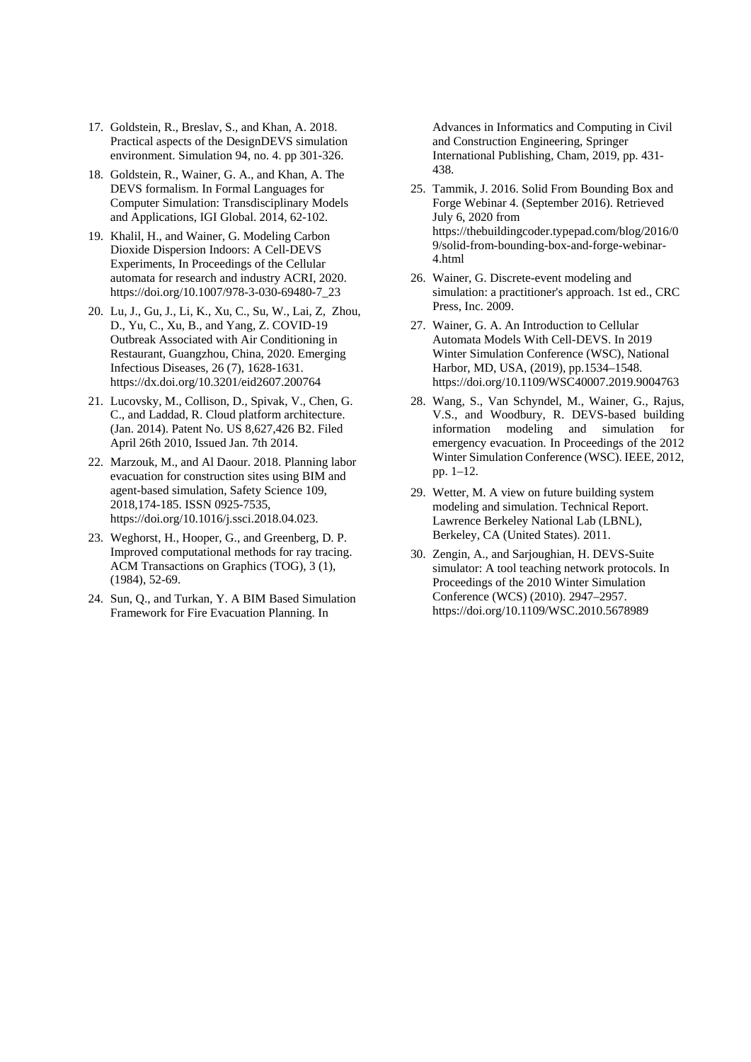17. Goldstein, R., Breslav, S., and Khan, A. 2018. Practical aspects of the DesignDEVS simulation environment. Simulation 94, no. 4. pp 301-326.

18. Goldstein, R., Wainer, G. A., and Khan, A. The DEVS formalism. In Formal Languages for Computer Simulation: Transdisciplinary Models and Applications, IGI Global. 2014, 62-102.

19. Khalil, H., and Wainer, G. Modeling Carbon Dioxide Dispersion Indoors: A Cell-DEVS Experiments, In Proceedings of the Cellular automata for research and industry ACRI, 2020. https://doi.org/10.1007/978-3-030-69480-7_23

20. Lu, J., Gu, J., Li, K., Xu, C., Su, W., Lai, Z, Zhou, D., Yu, C., Xu, B., and Yang, Z. COVID-19 Outbreak Associated with Air Conditioning in Restaurant, Guangzhou, China, 2020. Emerging Infectious Diseases, 26 (7), 1628-1631. https://dx.doi.org/10.3201/eid2607.200764

21. Lucovsky, M., Collison, D., Spivak, V., Chen, G. C., and Laddad, R. Cloud platform architecture. (Jan. 2014). Patent No. US 8,627,426 B2. Filed April 26th 2010, Issued Jan. 7th 2014.

22. Marzouk, M., and Al Daour. 2018. Planning labor evacuation for construction sites using BIM and agent-based simulation, Safety Science 109, 2018,174-185. ISSN 0925-7535, https://doi.org/10.1016/j.ssci.2018.04.023.

23. Weghorst, H., Hooper, G., and Greenberg, D. P. Improved computational methods for ray tracing. ACM Transactions on Graphics (TOG), 3 (1), (1984), 52-69.

24. Sun, Q., and Turkan, Y. A BIM Based Simulation Framework for Fire Evacuation Planning. In Advances in Informatics and Computing in Civil and Construction Engineering, Springer International Publishing, Cham, 2019, pp. 431-438.

25. Tammik, J. 2016. Solid From Bounding Box and Forge Webinar 4. (September 2016). Retrieved July 6, 2020 from https://thebuildingcoder.typepad.com/blog/2016/09/solid-from-bounding-box-and-forge-webinar-4.html

26. Wainer, G. Discrete-event modeling and simulation: a practitioner's approach. 1st ed., CRC Press, Inc. 2009.

27. Wainer, G. A. An Introduction to Cellular Automata Models With Cell-DEVS. In 2019 Winter Simulation Conference (WSC), National Harbor, MD, USA, (2019), pp.1534–1548. https://doi.org/10.1109/WSC40007.2019.9004763

28. Wang, S., Van Schyndel, M., Wainer, G., Rajus, V.S., and Woodbury, R. DEVS-based building information modeling and simulation for emergency evacuation. In Proceedings of the 2012 Winter Simulation Conference (WSC). IEEE, 2012, pp. 1–12.

29. Wetter, M. A view on future building system modeling and simulation. Technical Report. Lawrence Berkeley National Lab (LBNL), Berkeley, CA (United States). 2011.

30. Zengin, A., and Sarjoughian, H. DEVS-Suite simulator: A tool teaching network protocols. In Proceedings of the 2010 Winter Simulation Conference (WCS) (2010). 2947–2957. https://doi.org/10.1109/WSC.2010.5678989